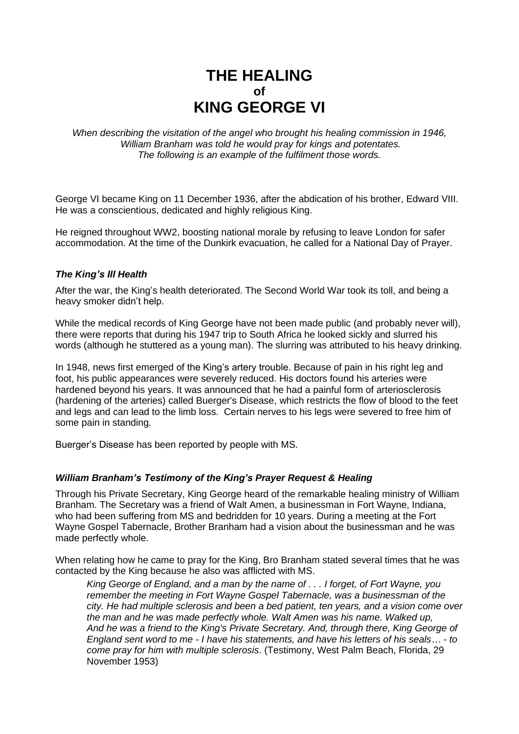# THE HEALING
## of
# KING GEORGE VI

*When describing the visitation of the angel who brought his healing commission in 1946, William Branham was told he would pray for kings and potentates. The following is an example of the fulfilment those words.*

George VI became King on 11 December 1936, after the abdication of his brother, Edward VIII. He was a conscientious, dedicated and highly religious King.

He reigned throughout WW2, boosting national morale by refusing to leave London for safer accommodation. At the time of the Dunkirk evacuation, he called for a National Day of Prayer.

### *The King's Ill Health*

After the war, the King's health deteriorated. The Second World War took its toll, and being a heavy smoker didn't help.

While the medical records of King George have not been made public (and probably never will), there were reports that during his 1947 trip to South Africa he looked sickly and slurred his words (although he stuttered as a young man). The slurring was attributed to his heavy drinking.

In 1948, news first emerged of the King's artery trouble. Because of pain in his right leg and foot, his public appearances were severely reduced. His doctors found his arteries were hardened beyond his years. It was announced that he had a painful form of arteriosclerosis (hardening of the arteries) called Buerger's Disease, which restricts the flow of blood to the feet and legs and can lead to the limb loss. Certain nerves to his legs were severed to free him of some pain in standing.

Buerger's Disease has been reported by people with MS.

### *William Branham's Testimony of the King's Prayer Request & Healing*

Through his Private Secretary, King George heard of the remarkable healing ministry of William Branham. The Secretary was a friend of Walt Amen, a businessman in Fort Wayne, Indiana, who had been suffering from MS and bedridden for 10 years. During a meeting at the Fort Wayne Gospel Tabernacle, Brother Branham had a vision about the businessman and he was made perfectly whole.

When relating how he came to pray for the King, Bro Branham stated several times that he was contacted by the King because he also was afflicted with MS.

> *King George of England, and a man by the name of . . . I forget, of Fort Wayne, you remember the meeting in Fort Wayne Gospel Tabernacle, was a businessman of the city. He had multiple sclerosis and been a bed patient, ten years, and a vision come over the man and he was made perfectly whole. Walt Amen was his name. Walked up, And he was a friend to the King's Private Secretary. And, through there, King George of England sent word to me - I have his statements, and have his letters of his seals… - to come pray for him with multiple sclerosis*. (Testimony, West Palm Beach, Florida, 29 November 1953)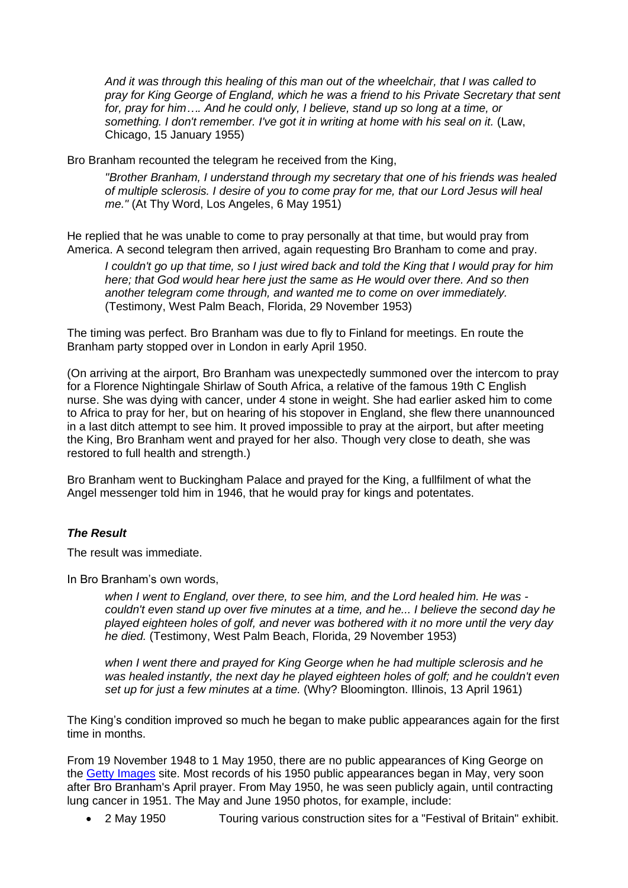> *And it was through this healing of this man out of the wheelchair, that I was called to pray for King George of England, which he was a friend to his Private Secretary that sent for, pray for him…. And he could only, I believe, stand up so long at a time, or something. I don't remember. I've got it in writing at home with his seal on it.* (Law, Chicago, 15 January 1955)

Bro Branham recounted the telegram he received from the King,

> *"Brother Branham, I understand through my secretary that one of his friends was healed of multiple sclerosis. I desire of you to come pray for me, that our Lord Jesus will heal me."* (At Thy Word, Los Angeles, 6 May 1951)

He replied that he was unable to come to pray personally at that time, but would pray from America. A second telegram then arrived, again requesting Bro Branham to come and pray.

> *I couldn't go up that time, so I just wired back and told the King that I would pray for him here; that God would hear here just the same as He would over there. And so then another telegram come through, and wanted me to come on over immediately.* (Testimony, West Palm Beach, Florida, 29 November 1953)

The timing was perfect. Bro Branham was due to fly to Finland for meetings. En route the Branham party stopped over in London in early April 1950.

(On arriving at the airport, Bro Branham was unexpectedly summoned over the intercom to pray for a Florence Nightingale Shirlaw of South Africa, a relative of the famous 19th C English nurse. She was dying with cancer, under 4 stone in weight. She had earlier asked him to come to Africa to pray for her, but on hearing of his stopover in England, she flew there unannounced in a last ditch attempt to see him. It proved impossible to pray at the airport, but after meeting the King, Bro Branham went and prayed for her also. Though very close to death, she was restored to full health and strength.)

Bro Branham went to Buckingham Palace and prayed for the King, a fullfilment of what the Angel messenger told him in 1946, that he would pray for kings and potentates.

### ***The Result***

The result was immediate.

In Bro Branham's own words,

> *when I went to England, over there, to see him, and the Lord healed him. He was - couldn't even stand up over five minutes at a time, and he... I believe the second day he played eighteen holes of golf, and never was bothered with it no more until the very day he died.* (Testimony, West Palm Beach, Florida, 29 November 1953)
>
> *when I went there and prayed for King George when he had multiple sclerosis and he was healed instantly, the next day he played eighteen holes of golf; and he couldn't even set up for just a few minutes at a time.* (Why? Bloomington. Illinois, 13 April 1961)

The King's condition improved so much he began to make public appearances again for the first time in months.

From 19 November 1948 to 1 May 1950, there are no public appearances of King George on the Getty Images site. Most records of his 1950 public appearances began in May, very soon after Bro Branham's April prayer. From May 1950, he was seen publicly again, until contracting lung cancer in 1951. The May and June 1950 photos, for example, include:

- 2 May 1950 Touring various construction sites for a "Festival of Britain" exhibit.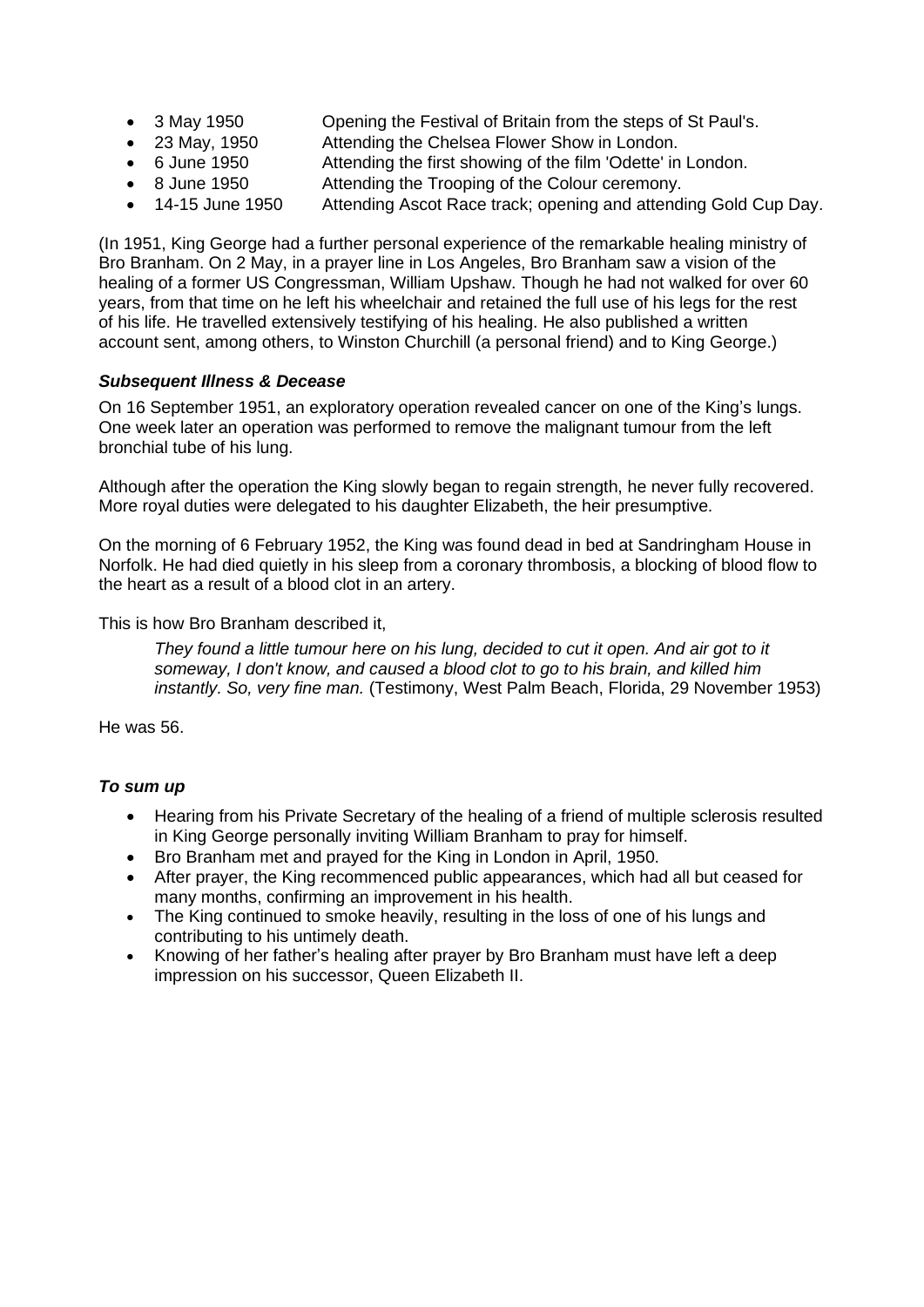- 3 May 1950 Opening the Festival of Britain from the steps of St Paul's.
- 23 May, 1950 Attending the Chelsea Flower Show in London.
- 6 June 1950 Attending the first showing of the film 'Odette' in London.
- 8 June 1950 Attending the Trooping of the Colour ceremony.
- 14-15 June 1950 Attending Ascot Race track; opening and attending Gold Cup Day.

(In 1951, King George had a further personal experience of the remarkable healing ministry of Bro Branham. On 2 May, in a prayer line in Los Angeles, Bro Branham saw a vision of the healing of a former US Congressman, William Upshaw. Though he had not walked for over 60 years, from that time on he left his wheelchair and retained the full use of his legs for the rest of his life. He travelled extensively testifying of his healing. He also published a written account sent, among others, to Winston Churchill (a personal friend) and to King George.)

### ***Subsequent Illness & Decease***

On 16 September 1951, an exploratory operation revealed cancer on one of the King's lungs. One week later an operation was performed to remove the malignant tumour from the left bronchial tube of his lung.

Although after the operation the King slowly began to regain strength, he never fully recovered. More royal duties were delegated to his daughter Elizabeth, the heir presumptive.

On the morning of 6 February 1952, the King was found dead in bed at Sandringham House in Norfolk. He had died quietly in his sleep from a coronary thrombosis, a blocking of blood flow to the heart as a result of a blood clot in an artery.

This is how Bro Branham described it,

> *They found a little tumour here on his lung, decided to cut it open. And air got to it someway, I don't know, and caused a blood clot to go to his brain, and killed him instantly. So, very fine man.* (Testimony, West Palm Beach, Florida, 29 November 1953)

He was 56.

### ***To sum up***

- Hearing from his Private Secretary of the healing of a friend of multiple sclerosis resulted in King George personally inviting William Branham to pray for himself.
- Bro Branham met and prayed for the King in London in April, 1950.
- After prayer, the King recommenced public appearances, which had all but ceased for many months, confirming an improvement in his health.
- The King continued to smoke heavily, resulting in the loss of one of his lungs and contributing to his untimely death.
- Knowing of her father's healing after prayer by Bro Branham must have left a deep impression on his successor, Queen Elizabeth II.